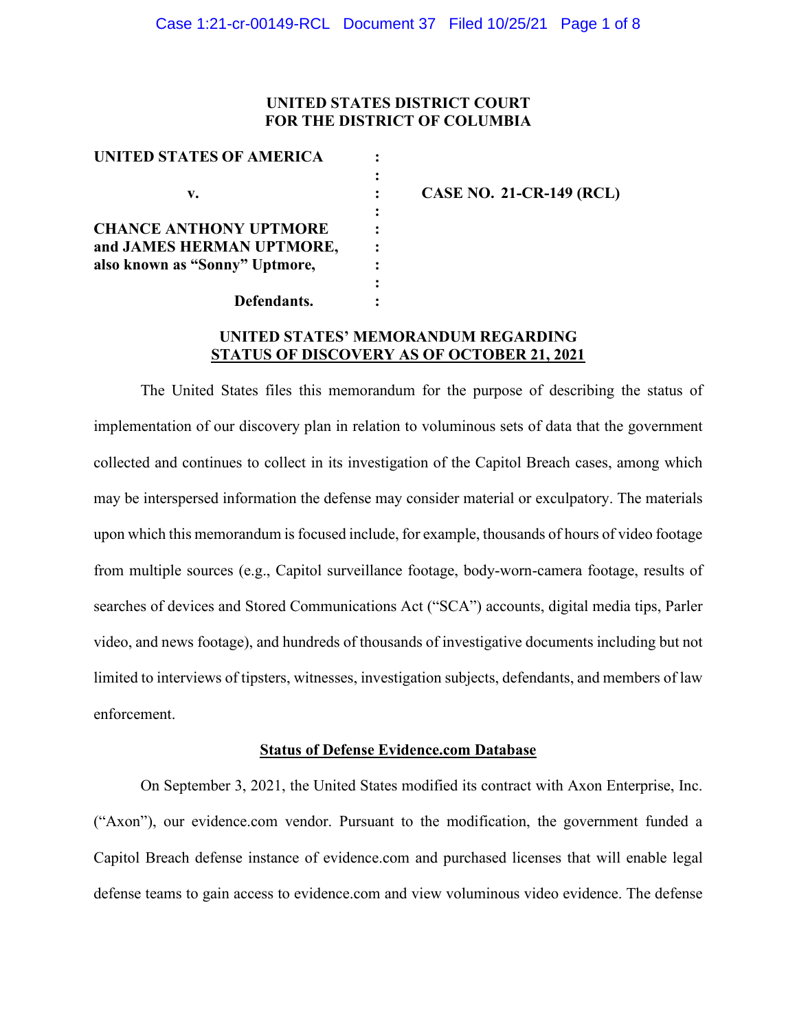**UNITED STATES DISTRICT COURT**
**FOR THE DISTRICT OF COLUMBIA**

| | | |
|---|---|---|
| **UNITED STATES OF AMERICA** | : | |
| | : | |
| **v.** | : | **CASE NO. 21-CR-149 (RCL)** |
| | : | |
| **CHANCE ANTHONY UPTMORE** | : | |
| **and JAMES HERMAN UPTMORE,** | : | |
| **also known as "Sonny" Uptmore,** | : | |
| | : | |
| **Defendants.** | : | |

**UNITED STATES' MEMORANDUM REGARDING**
**STATUS OF DISCOVERY AS OF OCTOBER 21, 2021**

The United States files this memorandum for the purpose of describing the status of implementation of our discovery plan in relation to voluminous sets of data that the government collected and continues to collect in its investigation of the Capitol Breach cases, among which may be interspersed information the defense may consider material or exculpatory. The materials upon which this memorandum is focused include, for example, thousands of hours of video footage from multiple sources (e.g., Capitol surveillance footage, body-worn-camera footage, results of searches of devices and Stored Communications Act ("SCA") accounts, digital media tips, Parler video, and news footage), and hundreds of thousands of investigative documents including but not limited to interviews of tipsters, witnesses, investigation subjects, defendants, and members of law enforcement.

**Status of Defense Evidence.com Database**

On September 3, 2021, the United States modified its contract with Axon Enterprise, Inc. ("Axon"), our evidence.com vendor. Pursuant to the modification, the government funded a Capitol Breach defense instance of evidence.com and purchased licenses that will enable legal defense teams to gain access to evidence.com and view voluminous video evidence. The defense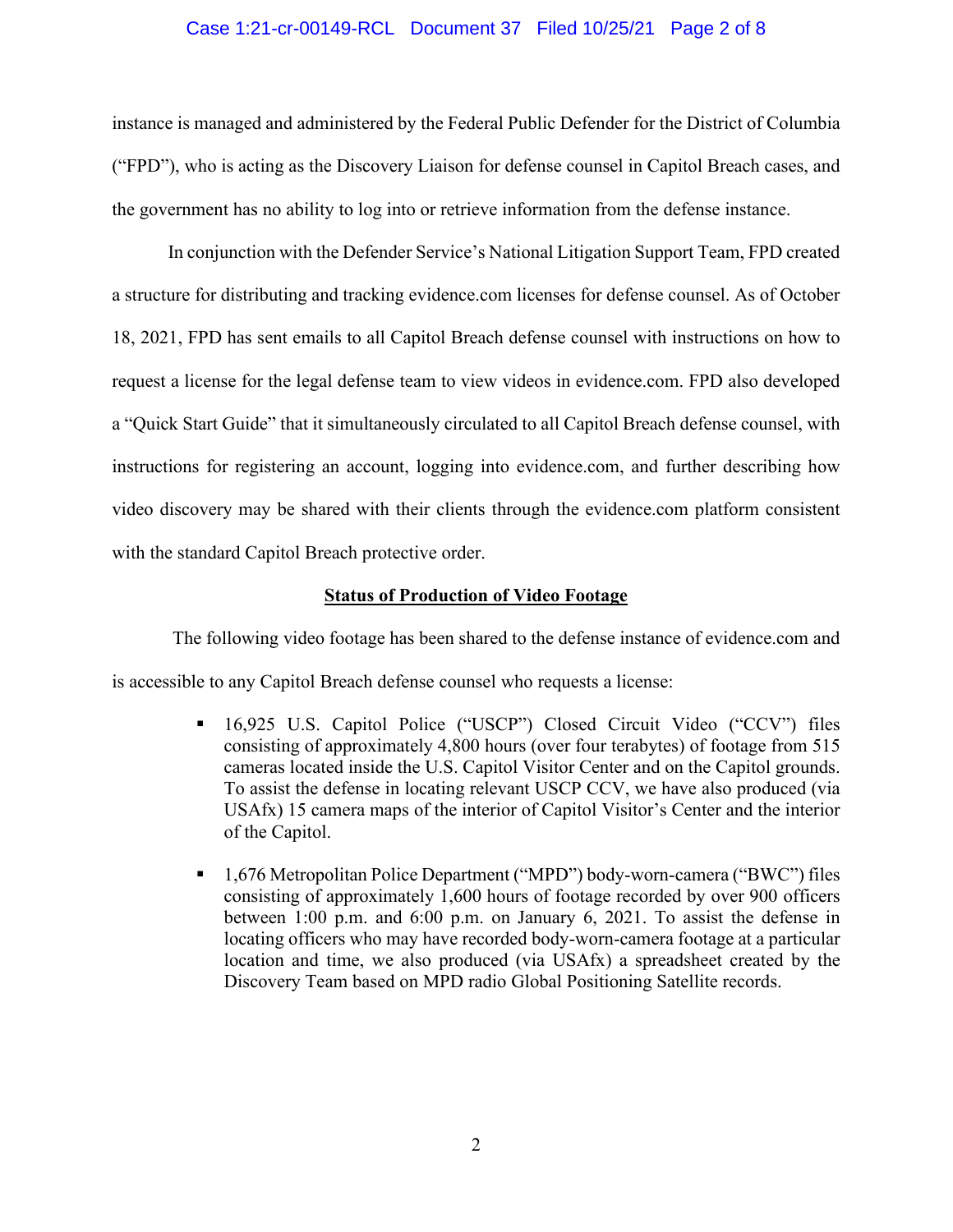instance is managed and administered by the Federal Public Defender for the District of Columbia ("FPD"), who is acting as the Discovery Liaison for defense counsel in Capitol Breach cases, and the government has no ability to log into or retrieve information from the defense instance.

In conjunction with the Defender Service's National Litigation Support Team, FPD created a structure for distributing and tracking evidence.com licenses for defense counsel. As of October 18, 2021, FPD has sent emails to all Capitol Breach defense counsel with instructions on how to request a license for the legal defense team to view videos in evidence.com. FPD also developed a "Quick Start Guide" that it simultaneously circulated to all Capitol Breach defense counsel, with instructions for registering an account, logging into evidence.com, and further describing how video discovery may be shared with their clients through the evidence.com platform consistent with the standard Capitol Breach protective order.

**<u>Status of Production of Video Footage</u>**

The following video footage has been shared to the defense instance of evidence.com and is accessible to any Capitol Breach defense counsel who requests a license:

- 16,925 U.S. Capitol Police ("USCP") Closed Circuit Video ("CCV") files consisting of approximately 4,800 hours (over four terabytes) of footage from 515 cameras located inside the U.S. Capitol Visitor Center and on the Capitol grounds. To assist the defense in locating relevant USCP CCV, we have also produced (via USAfx) 15 camera maps of the interior of Capitol Visitor's Center and the interior of the Capitol.

- 1,676 Metropolitan Police Department ("MPD") body-worn-camera ("BWC") files consisting of approximately 1,600 hours of footage recorded by over 900 officers between 1:00 p.m. and 6:00 p.m. on January 6, 2021. To assist the defense in locating officers who may have recorded body-worn-camera footage at a particular location and time, we also produced (via USAfx) a spreadsheet created by the Discovery Team based on MPD radio Global Positioning Satellite records.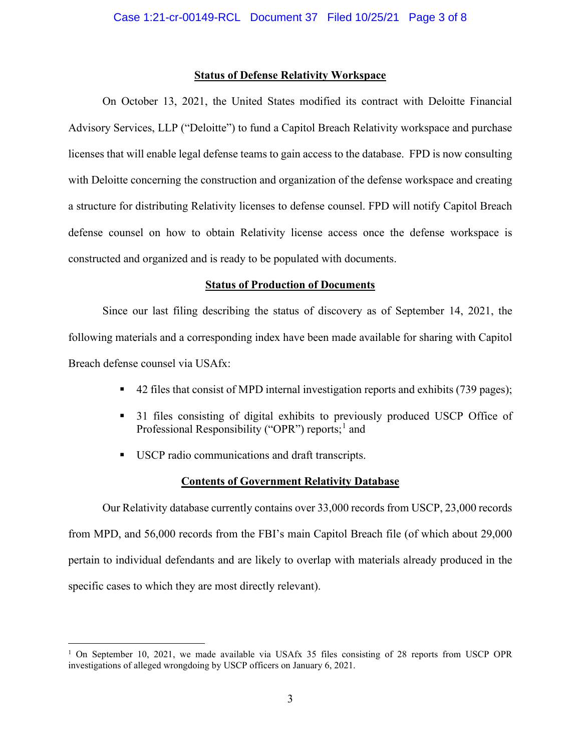## Status of Defense Relativity Workspace

On October 13, 2021, the United States modified its contract with Deloitte Financial Advisory Services, LLP ("Deloitte") to fund a Capitol Breach Relativity workspace and purchase licenses that will enable legal defense teams to gain access to the database. FPD is now consulting with Deloitte concerning the construction and organization of the defense workspace and creating a structure for distributing Relativity licenses to defense counsel. FPD will notify Capitol Breach defense counsel on how to obtain Relativity license access once the defense workspace is constructed and organized and is ready to be populated with documents.

## Status of Production of Documents

Since our last filing describing the status of discovery as of September 14, 2021, the following materials and a corresponding index have been made available for sharing with Capitol Breach defense counsel via USAfx:

- 42 files that consist of MPD internal investigation reports and exhibits (739 pages);
- 31 files consisting of digital exhibits to previously produced USCP Office of Professional Responsibility ("OPR") reports;[1] and
- USCP radio communications and draft transcripts.

## Contents of Government Relativity Database

Our Relativity database currently contains over 33,000 records from USCP, 23,000 records from MPD, and 56,000 records from the FBI's main Capitol Breach file (of which about 29,000 pertain to individual defendants and are likely to overlap with materials already produced in the specific cases to which they are most directly relevant).

---

[1] On September 10, 2021, we made available via USAfx 35 files consisting of 28 reports from USCP OPR investigations of alleged wrongdoing by USCP officers on January 6, 2021.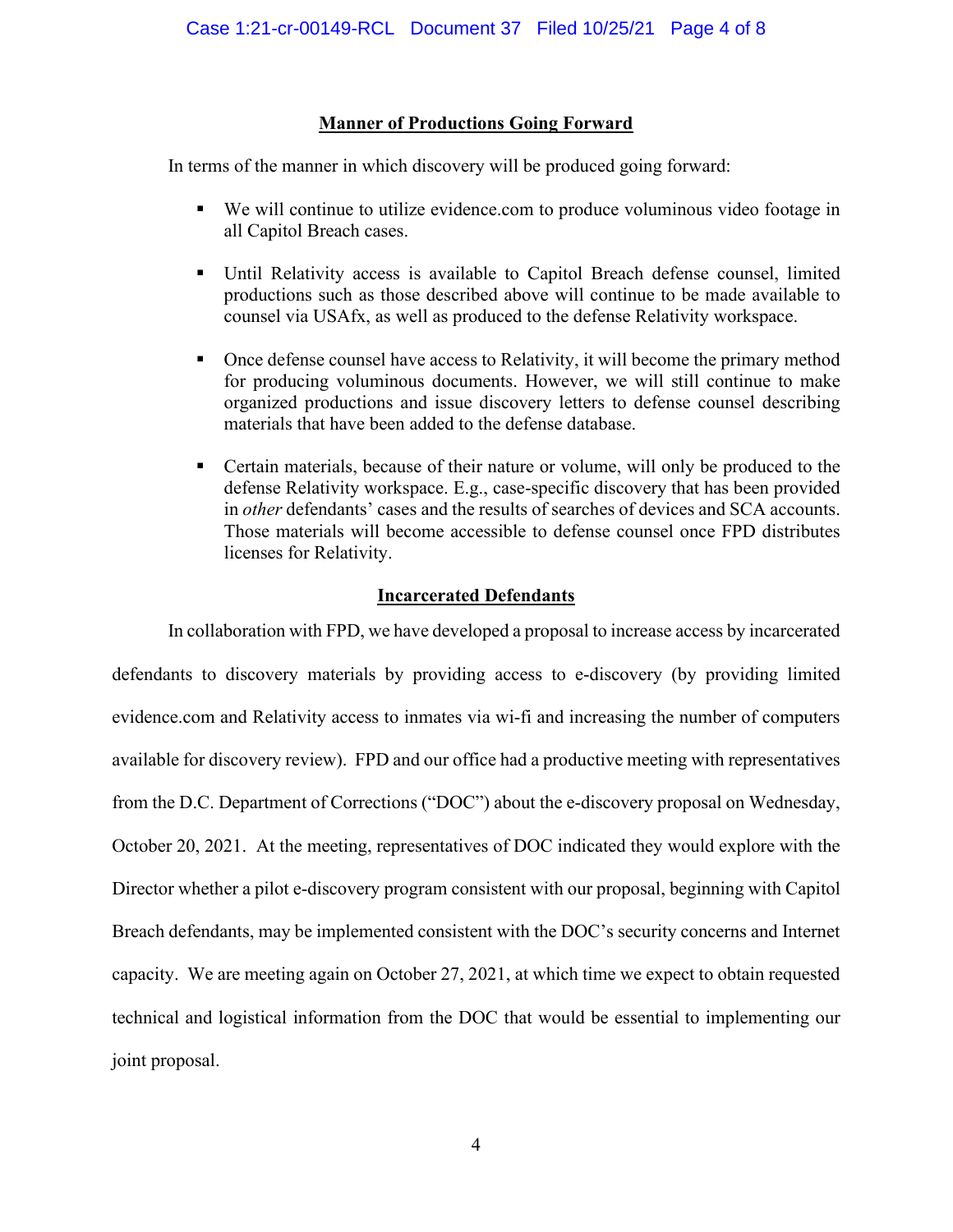## Manner of Productions Going Forward

In terms of the manner in which discovery will be produced going forward:

- We will continue to utilize evidence.com to produce voluminous video footage in all Capitol Breach cases.
- Until Relativity access is available to Capitol Breach defense counsel, limited productions such as those described above will continue to be made available to counsel via USAfx, as well as produced to the defense Relativity workspace.
- Once defense counsel have access to Relativity, it will become the primary method for producing voluminous documents. However, we will still continue to make organized productions and issue discovery letters to defense counsel describing materials that have been added to the defense database.
- Certain materials, because of their nature or volume, will only be produced to the defense Relativity workspace. E.g., case-specific discovery that has been provided in *other* defendants' cases and the results of searches of devices and SCA accounts. Those materials will become accessible to defense counsel once FPD distributes licenses for Relativity.

## Incarcerated Defendants

In collaboration with FPD, we have developed a proposal to increase access by incarcerated defendants to discovery materials by providing access to e-discovery (by providing limited evidence.com and Relativity access to inmates via wi-fi and increasing the number of computers available for discovery review). FPD and our office had a productive meeting with representatives from the D.C. Department of Corrections ("DOC") about the e-discovery proposal on Wednesday, October 20, 2021. At the meeting, representatives of DOC indicated they would explore with the Director whether a pilot e-discovery program consistent with our proposal, beginning with Capitol Breach defendants, may be implemented consistent with the DOC's security concerns and Internet capacity. We are meeting again on October 27, 2021, at which time we expect to obtain requested technical and logistical information from the DOC that would be essential to implementing our joint proposal.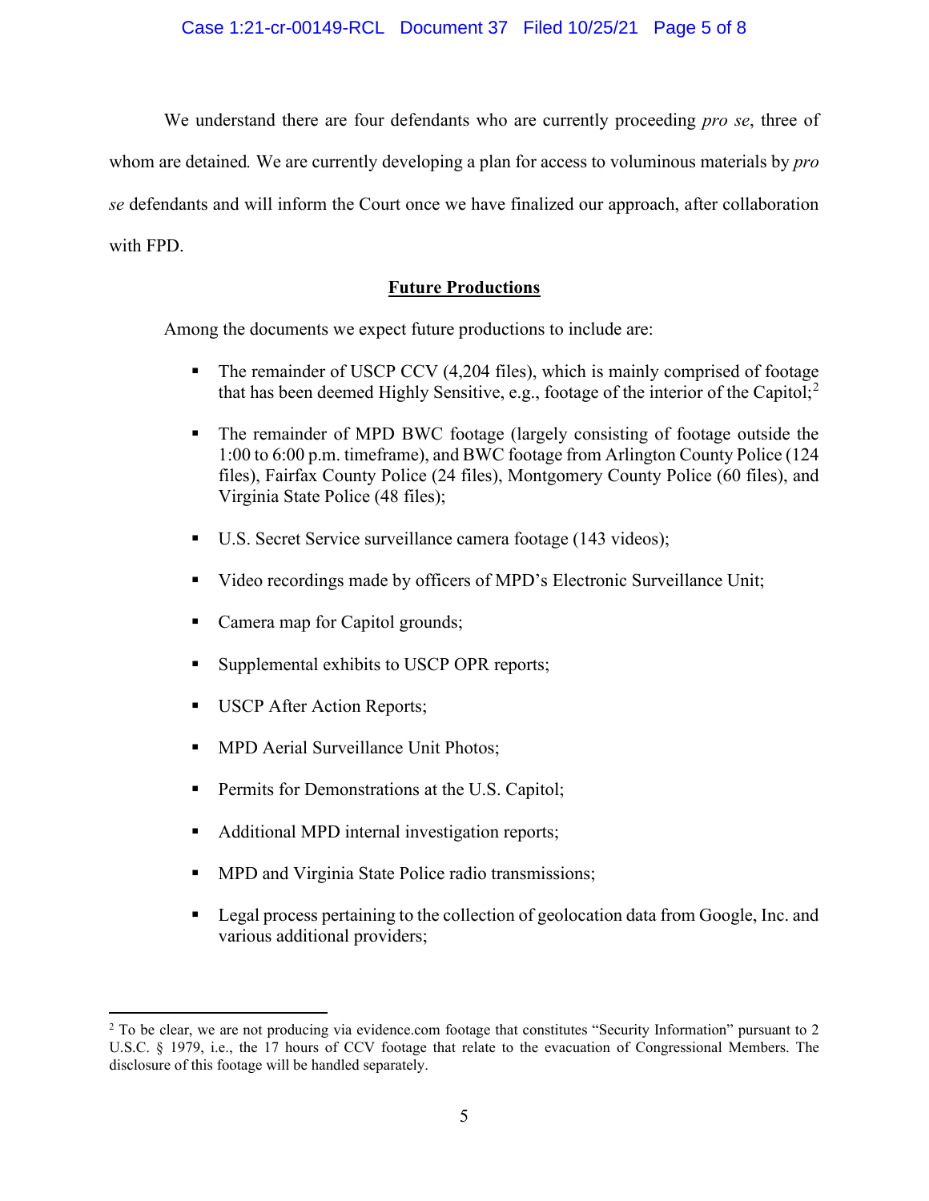We understand there are four defendants who are currently proceeding *pro se*, three of whom are detained. We are currently developing a plan for access to voluminous materials by *pro se* defendants and will inform the Court once we have finalized our approach, after collaboration with FPD.

## Future Productions

Among the documents we expect future productions to include are:

- The remainder of USCP CCV (4,204 files), which is mainly comprised of footage that has been deemed Highly Sensitive, e.g., footage of the interior of the Capitol;[2]
- The remainder of MPD BWC footage (largely consisting of footage outside the 1:00 to 6:00 p.m. timeframe), and BWC footage from Arlington County Police (124 files), Fairfax County Police (24 files), Montgomery County Police (60 files), and Virginia State Police (48 files);
- U.S. Secret Service surveillance camera footage (143 videos);
- Video recordings made by officers of MPD's Electronic Surveillance Unit;
- Camera map for Capitol grounds;
- Supplemental exhibits to USCP OPR reports;
- USCP After Action Reports;
- MPD Aerial Surveillance Unit Photos;
- Permits for Demonstrations at the U.S. Capitol;
- Additional MPD internal investigation reports;
- MPD and Virginia State Police radio transmissions;
- Legal process pertaining to the collection of geolocation data from Google, Inc. and various additional providers;

[2] To be clear, we are not producing via evidence.com footage that constitutes "Security Information" pursuant to 2 U.S.C. § 1979, i.e., the 17 hours of CCV footage that relate to the evacuation of Congressional Members. The disclosure of this footage will be handled separately.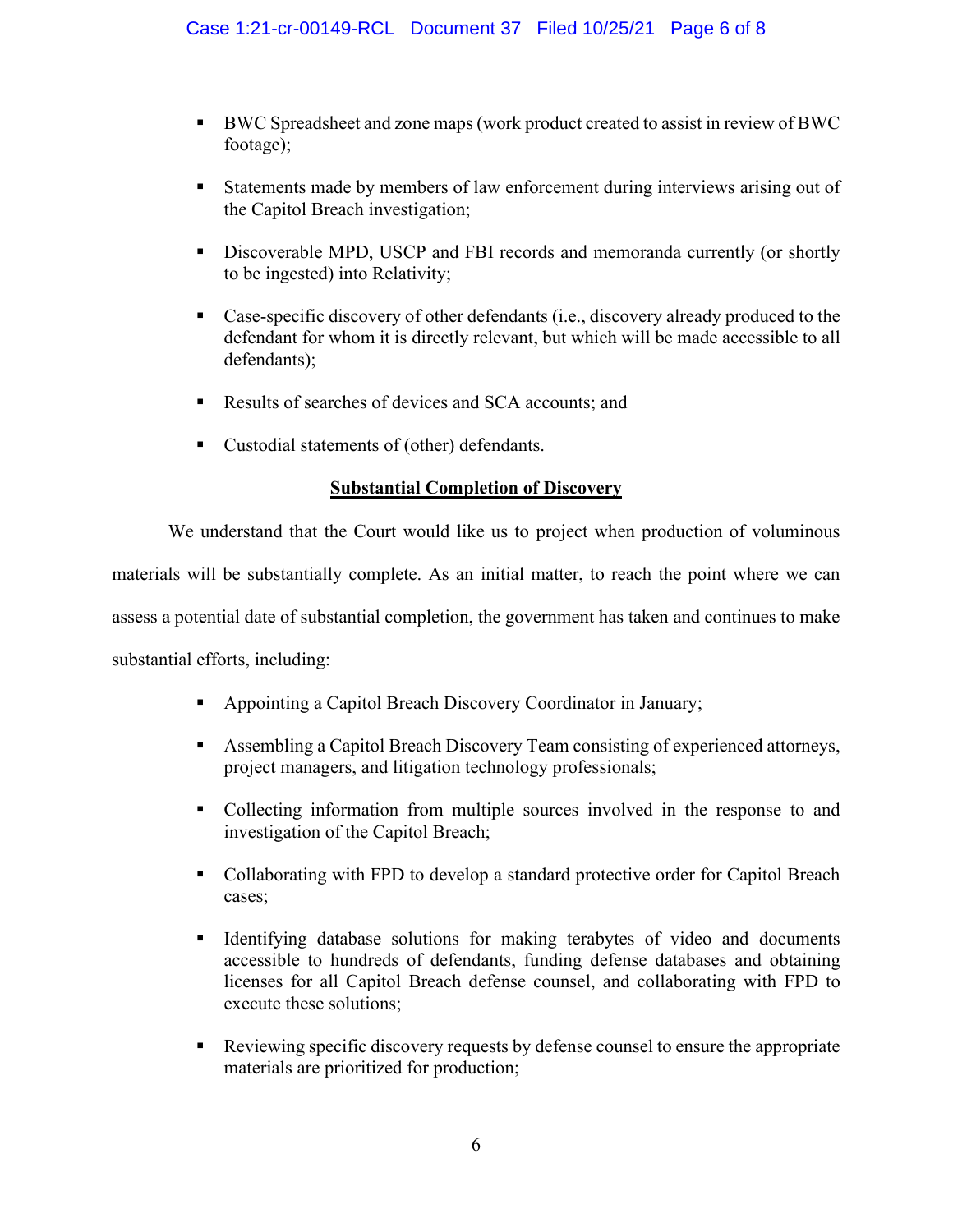- BWC Spreadsheet and zone maps (work product created to assist in review of BWC footage);

- Statements made by members of law enforcement during interviews arising out of the Capitol Breach investigation;

- Discoverable MPD, USCP and FBI records and memoranda currently (or shortly to be ingested) into Relativity;

- Case-specific discovery of other defendants (i.e., discovery already produced to the defendant for whom it is directly relevant, but which will be made accessible to all defendants);

- Results of searches of devices and SCA accounts; and

- Custodial statements of (other) defendants.

**<u>Substantial Completion of Discovery</u>**

We understand that the Court would like us to project when production of voluminous materials will be substantially complete. As an initial matter, to reach the point where we can assess a potential date of substantial completion, the government has taken and continues to make substantial efforts, including:

- Appointing a Capitol Breach Discovery Coordinator in January;

- Assembling a Capitol Breach Discovery Team consisting of experienced attorneys, project managers, and litigation technology professionals;

- Collecting information from multiple sources involved in the response to and investigation of the Capitol Breach;

- Collaborating with FPD to develop a standard protective order for Capitol Breach cases;

- Identifying database solutions for making terabytes of video and documents accessible to hundreds of defendants, funding defense databases and obtaining licenses for all Capitol Breach defense counsel, and collaborating with FPD to execute these solutions;

- Reviewing specific discovery requests by defense counsel to ensure the appropriate materials are prioritized for production;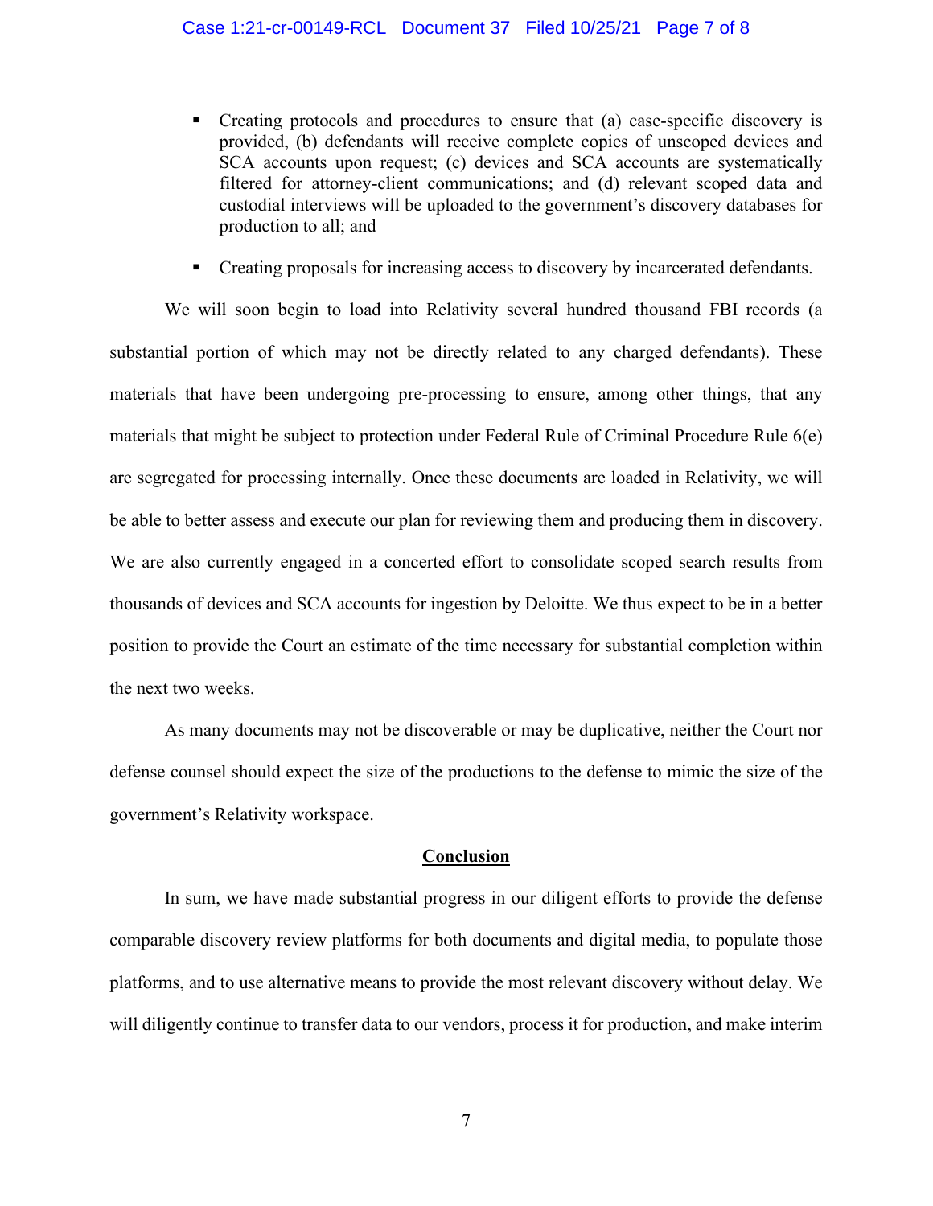- Creating protocols and procedures to ensure that (a) case-specific discovery is provided, (b) defendants will receive complete copies of unscoped devices and SCA accounts upon request; (c) devices and SCA accounts are systematically filtered for attorney-client communications; and (d) relevant scoped data and custodial interviews will be uploaded to the government's discovery databases for production to all; and

- Creating proposals for increasing access to discovery by incarcerated defendants.

We will soon begin to load into Relativity several hundred thousand FBI records (a substantial portion of which may not be directly related to any charged defendants). These materials that have been undergoing pre-processing to ensure, among other things, that any materials that might be subject to protection under Federal Rule of Criminal Procedure Rule 6(e) are segregated for processing internally. Once these documents are loaded in Relativity, we will be able to better assess and execute our plan for reviewing them and producing them in discovery. We are also currently engaged in a concerted effort to consolidate scoped search results from thousands of devices and SCA accounts for ingestion by Deloitte. We thus expect to be in a better position to provide the Court an estimate of the time necessary for substantial completion within the next two weeks.

As many documents may not be discoverable or may be duplicative, neither the Court nor defense counsel should expect the size of the productions to the defense to mimic the size of the government's Relativity workspace.

## Conclusion

In sum, we have made substantial progress in our diligent efforts to provide the defense comparable discovery review platforms for both documents and digital media, to populate those platforms, and to use alternative means to provide the most relevant discovery without delay. We will diligently continue to transfer data to our vendors, process it for production, and make interim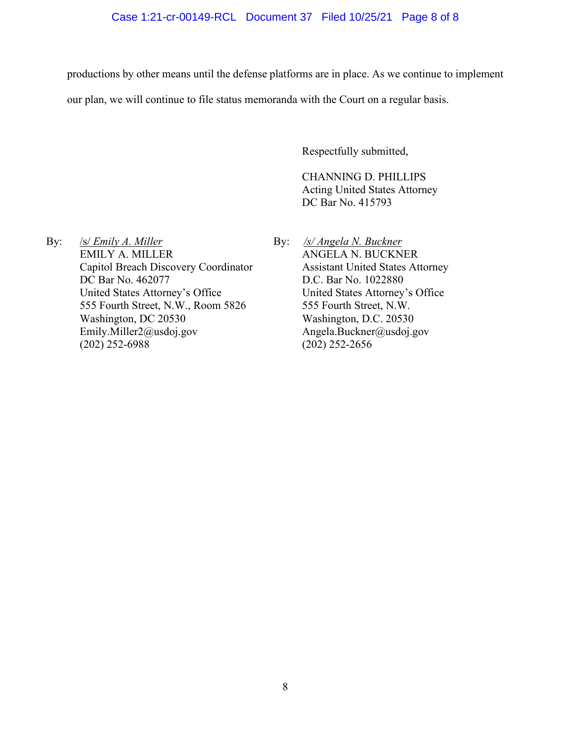productions by other means until the defense platforms are in place. As we continue to implement our plan, we will continue to file status memoranda with the Court on a regular basis.

Respectfully submitted,

CHANNING D. PHILLIPS
Acting United States Attorney
DC Bar No. 415793

By: /s/ *Emily A. Miller*
EMILY A. MILLER
Capitol Breach Discovery Coordinator
DC Bar No. 462077
United States Attorney's Office
555 Fourth Street, N.W., Room 5826
Washington, DC 20530
Emily.Miller2@usdoj.gov
(202) 252-6988

By: */s/ Angela N. Buckner*
ANGELA N. BUCKNER
Assistant United States Attorney
D.C. Bar No. 1022880
United States Attorney's Office
555 Fourth Street, N.W.
Washington, D.C. 20530
Angela.Buckner@usdoj.gov
(202) 252-2656